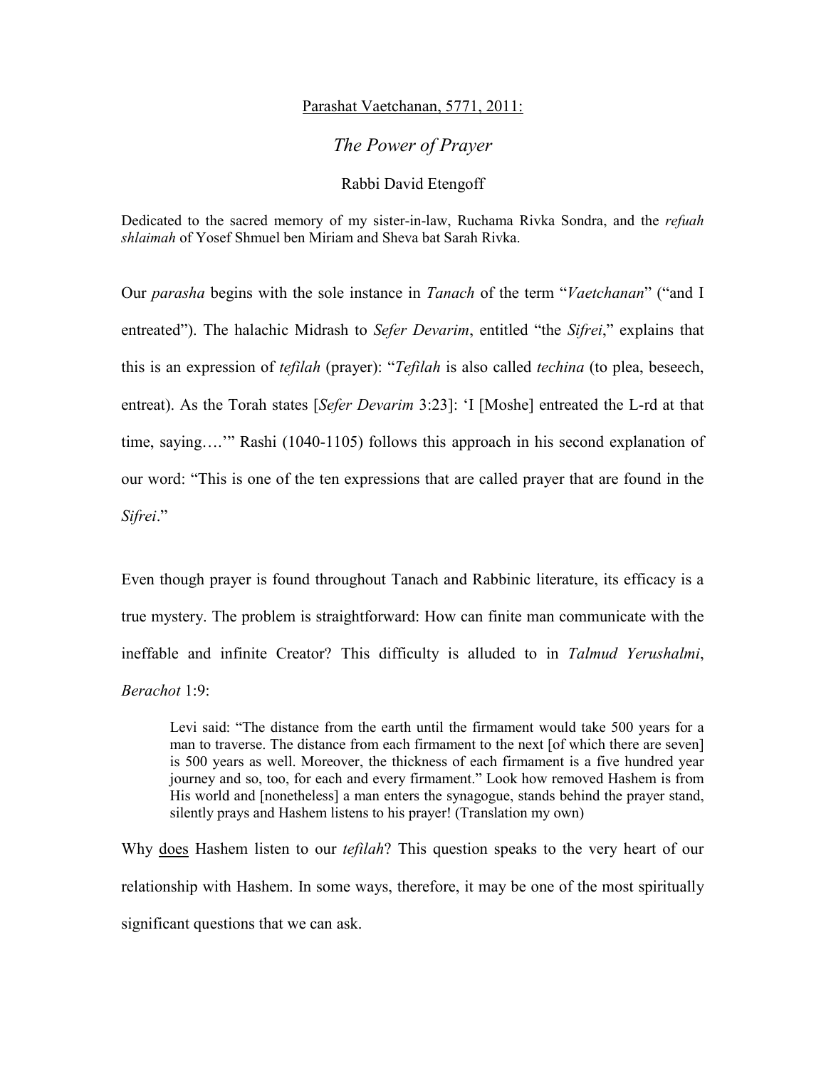<u>Parashat Vaetchanan, 5771, 2011:</u>

# *The Power of Prayer*

Rabbi David Etengoff

Dedicated to the sacred memory of my sister-in-law, Ruchama Rivka Sondra, and the *refuah shlaimah* of Yosef Shmuel ben Miriam and Sheva bat Sarah Rivka.

Our *parasha* begins with the sole instance in *Tanach* of the term "*Vaetchanan*" ("and I entreated"). The halachic Midrash to *Sefer Devarim*, entitled "the *Sifrei*," explains that this is an expression of *tefilah* (prayer): "*Tefilah* is also called *techina* (to plea, beseech, entreat). As the Torah states [*Sefer Devarim* 3:23]: 'I [Moshe] entreated the L-rd at that time, saying….'" Rashi (1040-1105) follows this approach in his second explanation of our word: "This is one of the ten expressions that are called prayer that are found in the *Sifrei*."

Even though prayer is found throughout Tanach and Rabbinic literature, its efficacy is a true mystery. The problem is straightforward: How can finite man communicate with the ineffable and infinite Creator? This difficulty is alluded to in *Talmud Yerushalmi*, *Berachot* 1:9:

> Levi said: "The distance from the earth until the firmament would take 500 years for a man to traverse. The distance from each firmament to the next [of which there are seven] is 500 years as well. Moreover, the thickness of each firmament is a five hundred year journey and so, too, for each and every firmament." Look how removed Hashem is from His world and [nonetheless] a man enters the synagogue, stands behind the prayer stand, silently prays and Hashem listens to his prayer! (Translation my own)

Why <u>does</u> Hashem listen to our *tefilah*? This question speaks to the very heart of our relationship with Hashem. In some ways, therefore, it may be one of the most spiritually significant questions that we can ask.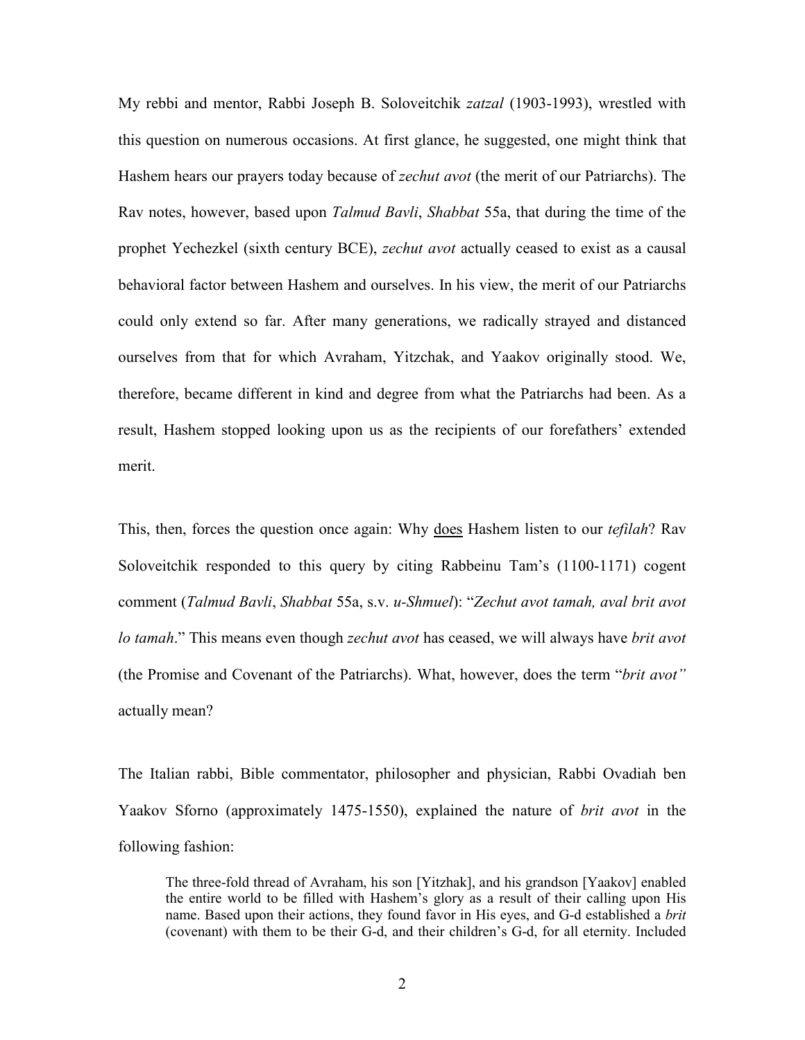My rebbi and mentor, Rabbi Joseph B. Soloveitchik *zatzal* (1903-1993), wrestled with this question on numerous occasions. At first glance, he suggested, one might think that Hashem hears our prayers today because of *zechut avot* (the merit of our Patriarchs). The Rav notes, however, based upon *Talmud Bavli*, *Shabbat* 55a, that during the time of the prophet Yechezkel (sixth century BCE), *zechut avot* actually ceased to exist as a causal behavioral factor between Hashem and ourselves. In his view, the merit of our Patriarchs could only extend so far. After many generations, we radically strayed and distanced ourselves from that for which Avraham, Yitzchak, and Yaakov originally stood. We, therefore, became different in kind and degree from what the Patriarchs had been. As a result, Hashem stopped looking upon us as the recipients of our forefathers' extended merit.

This, then, forces the question once again: Why <u>does</u> Hashem listen to our *tefilah*? Rav Soloveitchik responded to this query by citing Rabbeinu Tam's (1100-1171) cogent comment (*Talmud Bavli*, *Shabbat* 55a, s.v. *u-Shmuel*): "*Zechut avot tamah, aval brit avot lo tamah*." This means even though *zechut avot* has ceased, we will always have *brit avot* (the Promise and Covenant of the Patriarchs). What, however, does the term "*brit avot"* actually mean?

The Italian rabbi, Bible commentator, philosopher and physician, Rabbi Ovadiah ben Yaakov Sforno (approximately 1475-1550), explained the nature of *brit avot* in the following fashion:

> The three-fold thread of Avraham, his son [Yitzhak], and his grandson [Yaakov] enabled the entire world to be filled with Hashem's glory as a result of their calling upon His name. Based upon their actions, they found favor in His eyes, and G-d established a *brit* (covenant) with them to be their G-d, and their children's G-d, for all eternity. Included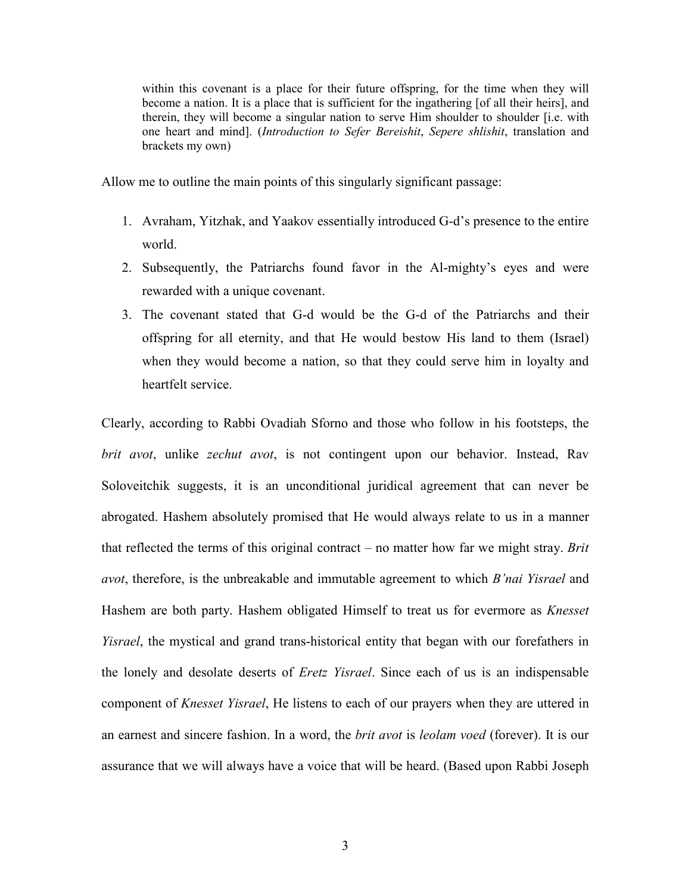> within this covenant is a place for their future offspring, for the time when they will become a nation. It is a place that is sufficient for the ingathering [of all their heirs], and therein, they will become a singular nation to serve Him shoulder to shoulder [i.e. with one heart and mind]. (*Introduction to Sefer Bereishit*, *Sepere shlishit*, translation and brackets my own)

Allow me to outline the main points of this singularly significant passage:

1. Avraham, Yitzhak, and Yaakov essentially introduced G-d's presence to the entire world.
2. Subsequently, the Patriarchs found favor in the Al-mighty's eyes and were rewarded with a unique covenant.
3. The covenant stated that G-d would be the G-d of the Patriarchs and their offspring for all eternity, and that He would bestow His land to them (Israel) when they would become a nation, so that they could serve him in loyalty and heartfelt service.

Clearly, according to Rabbi Ovadiah Sforno and those who follow in his footsteps, the *brit avot*, unlike *zechut avot*, is not contingent upon our behavior. Instead, Rav Soloveitchik suggests, it is an unconditional juridical agreement that can never be abrogated. Hashem absolutely promised that He would always relate to us in a manner that reflected the terms of this original contract – no matter how far we might stray. *Brit avot*, therefore, is the unbreakable and immutable agreement to which *B'nai Yisrael* and Hashem are both party. Hashem obligated Himself to treat us for evermore as *Knesset Yisrael*, the mystical and grand trans-historical entity that began with our forefathers in the lonely and desolate deserts of *Eretz Yisrael*. Since each of us is an indispensable component of *Knesset Yisrael*, He listens to each of our prayers when they are uttered in an earnest and sincere fashion. In a word, the *brit avot* is *leolam voed* (forever). It is our assurance that we will always have a voice that will be heard. (Based upon Rabbi Joseph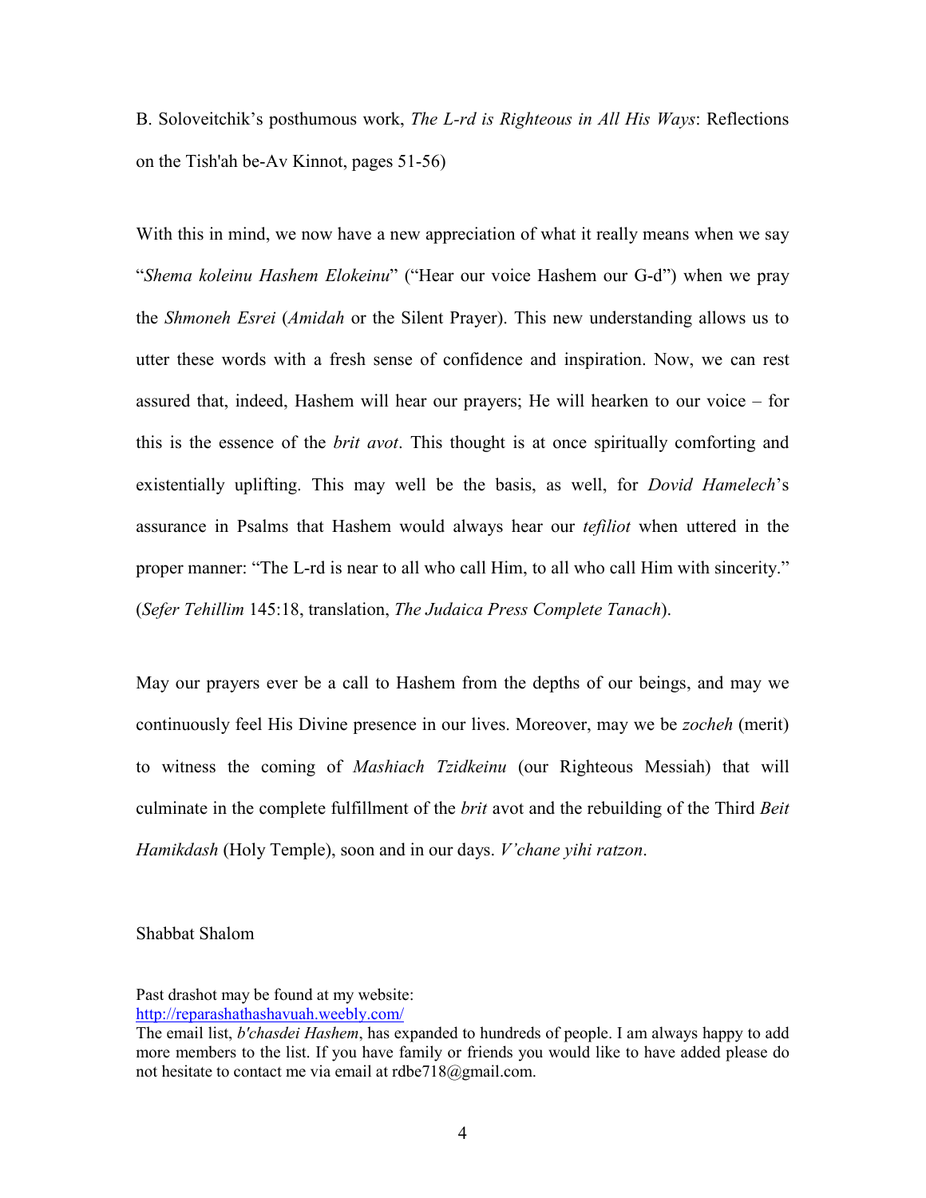B. Soloveitchik's posthumous work, *The L-rd is Righteous in All His Ways*: Reflections on the Tish'ah be-Av Kinnot, pages 51-56)

With this in mind, we now have a new appreciation of what it really means when we say "*Shema koleinu Hashem Elokeinu*" ("Hear our voice Hashem our G-d") when we pray the *Shmoneh Esrei* (*Amidah* or the Silent Prayer). This new understanding allows us to utter these words with a fresh sense of confidence and inspiration. Now, we can rest assured that, indeed, Hashem will hear our prayers; He will hearken to our voice – for this is the essence of the *brit avot*. This thought is at once spiritually comforting and existentially uplifting. This may well be the basis, as well, for *Dovid Hamelech*'s assurance in Psalms that Hashem would always hear our *tefiliot* when uttered in the proper manner: "The L-rd is near to all who call Him, to all who call Him with sincerity." (*Sefer Tehillim* 145:18, translation, *The Judaica Press Complete Tanach*).

May our prayers ever be a call to Hashem from the depths of our beings, and may we continuously feel His Divine presence in our lives. Moreover, may we be *zocheh* (merit) to witness the coming of *Mashiach Tzidkeinu* (our Righteous Messiah) that will culminate in the complete fulfillment of the *brit* avot and the rebuilding of the Third *Beit Hamikdash* (Holy Temple), soon and in our days. *V'chane yihi ratzon*.

Shabbat Shalom

Past drashot may be found at my website:
http://reparashathashavuah.weebly.com/
The email list, *b'chasdei Hashem*, has expanded to hundreds of people. I am always happy to add more members to the list. If you have family or friends you would like to have added please do not hesitate to contact me via email at rdbe718@gmail.com.